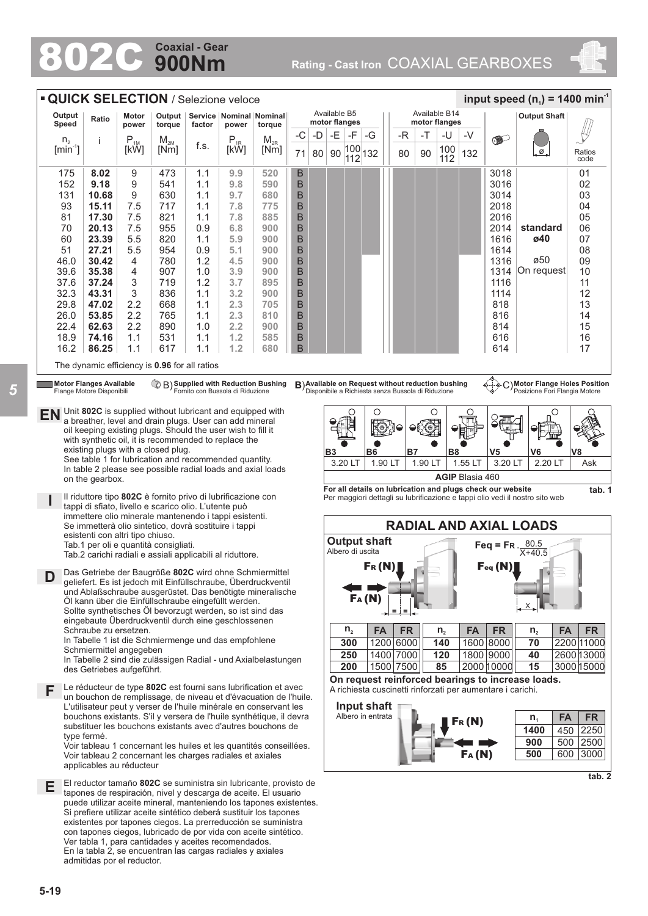# 802C Coaxial - Gear 900Nm

Rating - Cast Iron COAXIAL GEARBOXES

## QUICK SELECTION / Selezione veloce

input speed ($n_1$) = 1400 min$^{-1}$

| Output Speed $n_2$ [min$^{-1}$] | Ratio i | Motor power $P_{1M}$ [kW] | Output torque $M_{2M}$ [Nm] | Service factor f.s. | Nominal power $P_{1R}$ [kW] | Nominal torque $M_{2R}$ [Nm] | Available B5 motor flanges -C 71 | -D 80 | -E 90 | -F 100/112 | -G 132 | Available B14 motor flanges -R 80 | -T 90 | -U 100/112 | -V 132 | | Output Shaft | Ratios code |
|---|---|---|---|---|---|---|---|---|---|---|---|---|---|---|---|---|---|---|
| 175 | **8.02** | 9 | 473 | 1.1 | 9.9 | 520 | B | | | | | | | | | 3018 | | 01 |
| 152 | **9.18** | 9 | 541 | 1.1 | 9.8 | 590 | B | | | | | | | | | 3016 | | 02 |
| 131 | **10.68** | 9 | 630 | 1.1 | 9.7 | 680 | B | | | | | | | | | 3014 | | 03 |
| 93 | **15.11** | 7.5 | 717 | 1.1 | 7.8 | 775 | B | | | | | | | | | 2018 | | 04 |
| 81 | **17.30** | 7.5 | 821 | 1.1 | 7.8 | 885 | B | | | | | | | | | 2016 | | 05 |
| 70 | **20.13** | 7.5 | 955 | 0.9 | 6.8 | 900 | B | | | | | | | | | 2014 | **standard** | 06 |
| 60 | **23.39** | 5.5 | 820 | 1.1 | 5.9 | 900 | B | | | | | | | | | 1616 | **ø40** | 07 |
| 51 | **27.21** | 5.5 | 954 | 0.9 | 5.1 | 900 | B | | | | | | | | | 1614 | | 08 |
| 46.0 | **30.42** | 4 | 780 | 1.2 | 4.5 | 900 | B | | | | | | | | | 1316 | ø50 | 09 |
| 39.6 | **35.38** | 4 | 907 | 1.0 | 3.9 | 900 | B | | | | | | | | | 1314 | On request | 10 |
| 37.6 | **37.24** | 3 | 719 | 1.2 | 3.7 | 895 | B | | | | | | | | | 1116 | | 11 |
| 32.3 | **43.31** | 3 | 836 | 1.1 | 3.2 | 900 | B | | | | | | | | | 1114 | | 12 |
| 29.8 | **47.02** | 2.2 | 668 | 1.1 | 2.3 | 705 | B | | | | | | | | | 818 | | 13 |
| 26.0 | **53.85** | 2.2 | 765 | 1.1 | 2.3 | 810 | B | | | | | | | | | 816 | | 14 |
| 22.4 | **62.63** | 2.2 | 890 | 1.0 | 2.2 | 900 | B | | | | | | | | | 814 | | 15 |
| 18.9 | **74.16** | 1.1 | 531 | 1.1 | 1.2 | 585 | B | | | | | | | | | 616 | | 16 |
| 16.2 | **86.25** | 1.1 | 617 | 1.1 | 1.2 | 680 | B | | | | | | | | | 614 | | 17 |

The dynamic efficiency is **0.96** for all ratios

**Motor Flanges Available** Flange Motore Disponibili — B) **Supplied with Reduction Bushing** Fornito con Bussola di Riduzione — B) **Available on Request without reduction bushing** Disponibile a Richiesta senza Bussola di Riduzione — C) **Motor Flange Holes Position** Posizione Fori Flangia Motore

**EN** Unit **802C** is supplied without lubricant and equipped with a breather, level and drain plugs. User can add mineral oil keeping existing plugs. Should the user wish to fill it with synthetic oil, it is recommended to replace the existing plugs with a closed plug.
See table 1 for lubrication and recommended quantity.
In table 2 please see possible radial loads and axial loads on the gearbox.

**I** Il riduttore tipo **802C** è fornito privo di lubrificazione con tappi di sfiato, livello e scarico olio. L'utente può immettere olio minerale mantenendo i tappi esistenti. Se immetterà olio sintetico, dovrà sostituire i tappi esistenti con altri tipo chiuso.
Tab.1 per oli e quantità consigliati.
Tab.2 carichi radiali e assiali applicabili al riduttore.

**D** Das Getriebe der Baugröße **802C** wird ohne Schmiermittel geliefert. Es ist jedoch mit Einfüllschraube, Überdruckventil und Ablaßschraube ausgerüstet. Das benötigte mineralische Öl kann über die Einfüllschraube eingefüllt werden.
Sollte synthetisches Öl bevorzugt werden, so ist sind das eingebaute Überdruckventil durch eine geschlossenen Schraube zu ersetzen.
In Tabelle 1 ist die Schmiermenge und das empfohlene Schmiermittel angegeben
In Tabelle 2 sind die zulässigen Radial - und Axialbelastungen des Getriebes aufgeführt.

**F** Le réducteur de type **802C** est fourni sans lubrification et avec un bouchon de remplissage, de niveau et d'évacuation de l'huile. L'utilisateur peut y verser de l'huile minérale en conservant les bouchons existants. S'il y versera de l'huile synthétique, il devra substituer les bouchons existants avec d'autres bouchons de type fermé.
Voir tableau 1 concernant les huiles et les quantités conseillées.
Voir tableau 2 concernant les charges radiales et axiales applicables au réducteur

**E** El reductor tamaño **802C** se suministra sin lubricante, provisto de tapones de respiración, nivel y descarga de aceite. El usuario puede utilizar aceite mineral, manteniendo los tapones existentes. Si prefiere utilizar aceite sintético deberá sustituir los tapones existentes por tapones ciegos. La prerreducción se suministra con tapones ciegos, lubricado de por vida con aceite sintético. Ver tabla 1, para cantidades y aceites recomendados.
En la tabla 2, se encuentran las cargas radiales y axiales admitidas por el reductor.

| B3 | B6 | B7 | B8 | V5 | V6 | V8 |
|---|---|---|---|---|---|---|
| 3.20 LT | 1.90 LT | 1.90 LT | 1.55 LT | 3.20 LT | 2.20 LT | Ask |
| **AGIP** Blasia 460 | | | | | | |

**For all details on lubrication and plugs check our website**
Per maggiori dettagli su lubrificazione e tappi olio vedi il nostro sito web

**tab. 1**

## RADIAL AND AXIAL LOADS

**Output shaft**
Albero di uscita

$$F_{eq} = F_R \cdot \frac{80.5}{X+40.5}$$

| $n_2$ | FA | FR | $n_2$ | FA | FR | $n_2$ | FA | FR |
|---|---|---|---|---|---|---|---|---|
| **300** | 1200 | 6000 | **140** | 1600 | 8000 | **70** | 2200 | 11000 |
| **250** | 1400 | 7000 | **120** | 1800 | 9000 | **40** | 2600 | 13000 |
| **200** | 1500 | 7500 | **85** | 2000 | 10000 | **15** | 3000 | 15000 |

**On request reinforced bearings to increase loads.**
A richiesta cuscinetti rinforzati per aumentare i carichi.

**Input shaft**
Albero in entrata

| $n_1$ | FA | FR |
|---|---|---|
| **1400** | 450 | 2250 |
| **900** | 500 | 2500 |
| **500** | 600 | 3000 |

**tab. 2**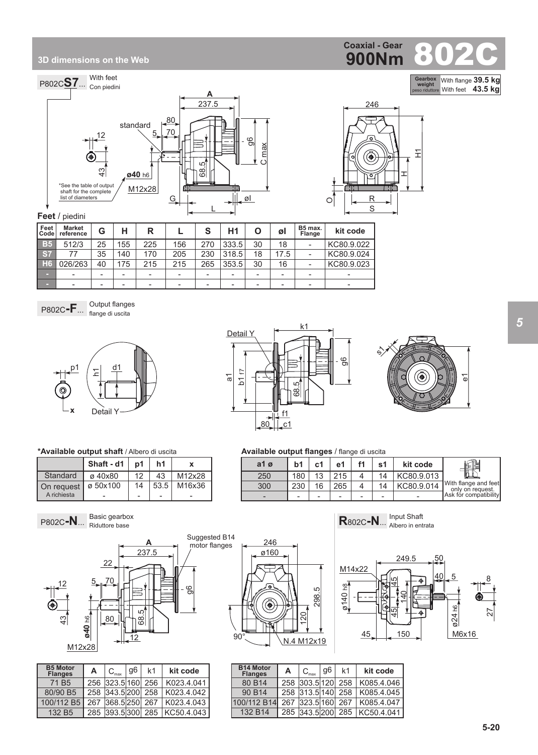3D dimensions on the Web

# Coaxial - Gear 900Nm 802C

| Gearbox weight / peso riduttore | |
|---|---|
| With flange | 39.5 kg |
| With feet | 43.5 kg |

## P802C**S7**... With feet / Con piedini

standard

*See the table of output shaft for the complete list of diameters

### Feet / piedini

| Feet Code | Market reference | G | H | R | L | S | H1 | O | øI | B5 max. Flange | kit code |
|---|---|---|---|---|---|---|---|---|---|---|---|
| B5 | 512/3 | 25 | 155 | 225 | 156 | 270 | 333.5 | 30 | 18 | - | KC80.9.022 |
| S7 | 77 | 35 | 140 | 170 | 205 | 230 | 318.5 | 18 | 17.5 | - | KC80.9.024 |
| H6 | 026/263 | 40 | 175 | 215 | 215 | 265 | 353.5 | 30 | 16 | - | KC80.9.023 |
| - | - | - | - | - | - | - | - | - | - | - | - |
| - | - | - | - | - | - | - | - | - | - | - | - |

## P802C**-F**... Output flanges / flange di uscita

Detail Y

### *Available output shaft / Albero di uscita

| | Shaft - d1 | p1 | h1 | x |
|---|---|---|---|---|
| Standard | ø 40x80 | 12 | 43 | M12x28 |
| On request | ø 50x100 | 14 | 53.5 | M16x36 |
| A richiesta | - | - | - | - |

### Available output flanges / flange di uscita

| a1 ø | b1 | c1 | e1 | f1 | s1 | kit code |
|---|---|---|---|---|---|---|
| 250 | 180 | 13 | 215 | 4 | 14 | KC80.9.013 |
| 300 | 230 | 16 | 265 | 4 | 14 | KC80.9.014 |
| - | - | - | - | - | - | - |

With flange and feet only on request. Ask for compatibility

## P802C**-N**... Basic gearbox / Riduttore base

Suggested B14 motor flanges

| B5 Motor Flanges | A | $C_{max}$ | g6 | k1 | kit code |
|---|---|---|---|---|---|
| 71 B5 | 256 | 323.5 | 160 | 256 | K023.4.041 |
| 80/90 B5 | 258 | 343.5 | 200 | 258 | K023.4.042 |
| 100/112 B5 | 267 | 368.5 | 250 | 267 | K023.4.043 |
| 132 B5 | 285 | 393.5 | 300 | 285 | KC50.4.043 |

| B14 Motor Flanges | A | $C_{max}$ | g6 | k1 | kit code |
|---|---|---|---|---|---|
| 80 B14 | 258 | 303.5 | 120 | 258 | K085.4.046 |
| 90 B14 | 258 | 313.5 | 140 | 258 | K085.4.045 |
| 100/112 B14 | 267 | 323.5 | 160 | 267 | K085.4.047 |
| 132 B14 | 285 | 343.5 | 200 | 285 | KC50.4.041 |

## **R**802C**-N**... Input Shaft / Albero in entrata